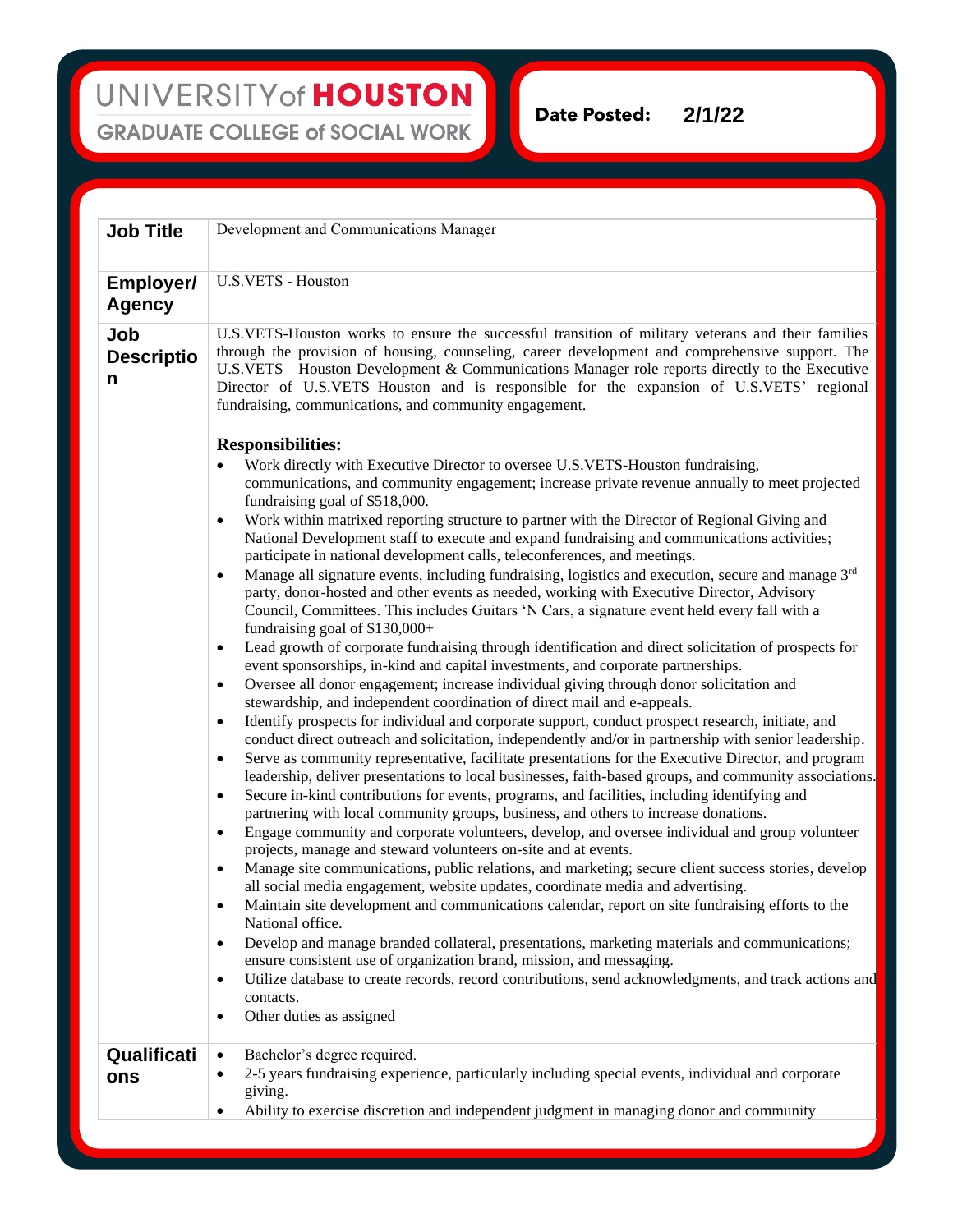UNIVERSITY of HOUSTON
GRADUATE COLLEGE of SOCIAL WORK

**Date Posted:** 2/1/22

| | |
|---|---|
| **Job Title** | Development and Communications Manager |
| **Employer/ Agency** | U.S.VETS - Houston |
| **Job Description** | U.S.VETS-Houston works to ensure the successful transition of military veterans and their families through the provision of housing, counseling, career development and comprehensive support. The U.S.VETS—Houston Development & Communications Manager role reports directly to the Executive Director of U.S.VETS–Houston and is responsible for the expansion of U.S.VETS' regional fundraising, communications, and community engagement.<br><br>**Responsibilities:**<br>• Work directly with Executive Director to oversee U.S.VETS-Houston fundraising, communications, and community engagement; increase private revenue annually to meet projected fundraising goal of $518,000.<br>• Work within matrixed reporting structure to partner with the Director of Regional Giving and National Development staff to execute and expand fundraising and communications activities; participate in national development calls, teleconferences, and meetings.<br>• Manage all signature events, including fundraising, logistics and execution, secure and manage 3rd party, donor-hosted and other events as needed, working with Executive Director, Advisory Council, Committees. This includes Guitars 'N Cars, a signature event held every fall with a fundraising goal of $130,000+<br>• Lead growth of corporate fundraising through identification and direct solicitation of prospects for event sponsorships, in-kind and capital investments, and corporate partnerships.<br>• Oversee all donor engagement; increase individual giving through donor solicitation and stewardship, and independent coordination of direct mail and e-appeals.<br>• Identify prospects for individual and corporate support, conduct prospect research, initiate, and conduct direct outreach and solicitation, independently and/or in partnership with senior leadership.<br>• Serve as community representative, facilitate presentations for the Executive Director, and program leadership, deliver presentations to local businesses, faith-based groups, and community associations.<br>• Secure in-kind contributions for events, programs, and facilities, including identifying and partnering with local community groups, business, and others to increase donations.<br>• Engage community and corporate volunteers, develop, and oversee individual and group volunteer projects, manage and steward volunteers on-site and at events.<br>• Manage site communications, public relations, and marketing; secure client success stories, develop all social media engagement, website updates, coordinate media and advertising.<br>• Maintain site development and communications calendar, report on site fundraising efforts to the National office.<br>• Develop and manage branded collateral, presentations, marketing materials and communications; ensure consistent use of organization brand, mission, and messaging.<br>• Utilize database to create records, record contributions, send acknowledgments, and track actions and contacts.<br>• Other duties as assigned |
| **Qualifications** | • Bachelor's degree required.<br>• 2-5 years fundraising experience, particularly including special events, individual and corporate giving.<br>• Ability to exercise discretion and independent judgment in managing donor and community |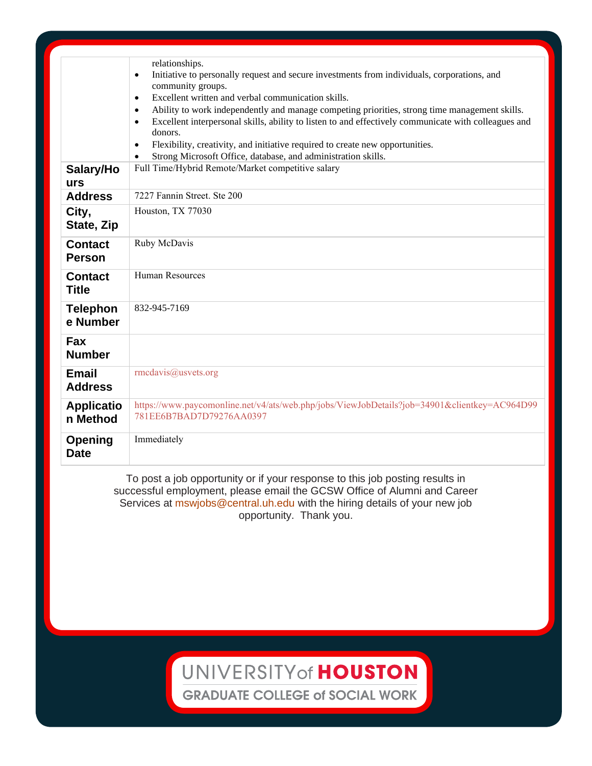| | |
|---|---|
| | relationships.<br>• Initiative to personally request and secure investments from individuals, corporations, and community groups.<br>• Excellent written and verbal communication skills.<br>• Ability to work independently and manage competing priorities, strong time management skills.<br>• Excellent interpersonal skills, ability to listen to and effectively communicate with colleagues and donors.<br>• Flexibility, creativity, and initiative required to create new opportunities.<br>• Strong Microsoft Office, database, and administration skills. |
| **Salary/Hours** | Full Time/Hybrid Remote/Market competitive salary |
| **Address** | 7227 Fannin Street. Ste 200 |
| **City, State, Zip** | Houston, TX 77030 |
| **Contact Person** | Ruby McDavis |
| **Contact Title** | Human Resources |
| **Telephone Number** | 832-945-7169 |
| **Fax Number** | |
| **Email Address** | rmcdavis@usvets.org |
| **Application Method** | https://www.paycomonline.net/v4/ats/web.php/jobs/ViewJobDetails?job=34901&clientkey=AC964D99781EE6B7BAD7D79276AA0397 |
| **Opening Date** | Immediately |

To post a job opportunity or if your response to this job posting results in successful employment, please email the GCSW Office of Alumni and Career Services at mswjobs@central.uh.edu with the hiring details of your new job opportunity. Thank you.

UNIVERSITY of HOUSTON
GRADUATE COLLEGE of SOCIAL WORK